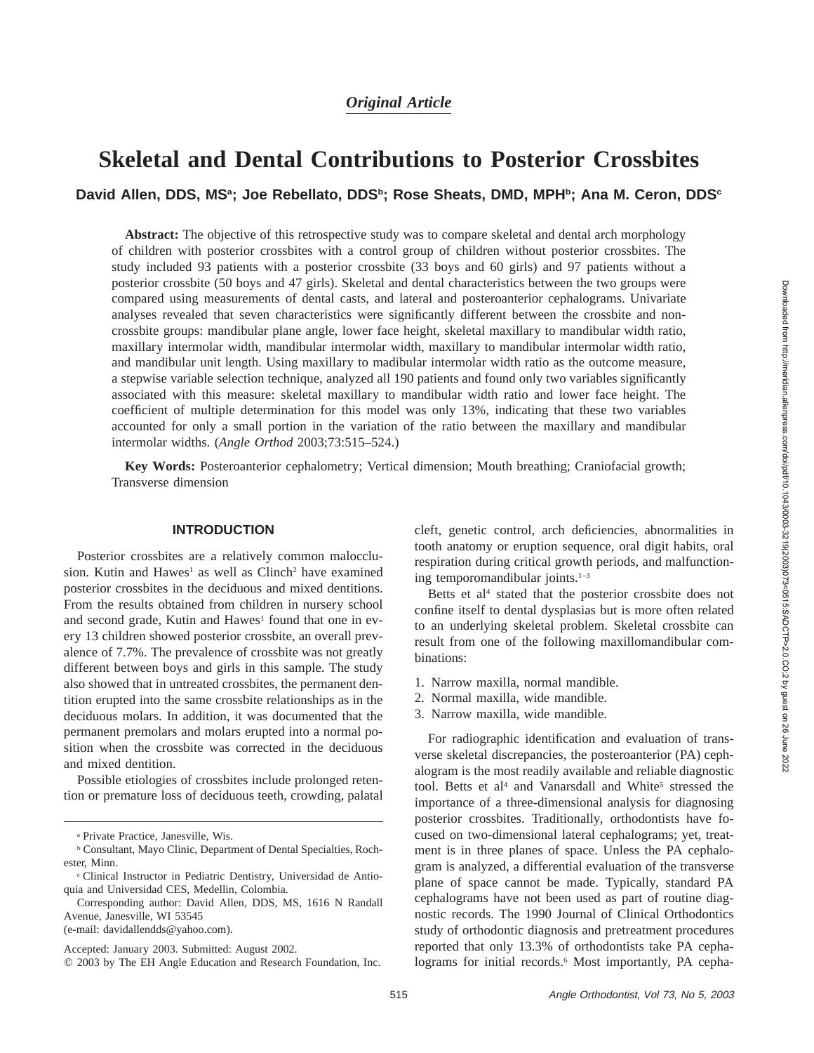*Original Article*

# Skeletal and Dental Contributions to Posterior Crossbites

**David Allen, DDS, MS[a]; Joe Rebellato, DDS[b]; Rose Sheats, DMD, MPH[b]; Ana M. Ceron, DDS[c]**

**Abstract:** The objective of this retrospective study was to compare skeletal and dental arch morphology of children with posterior crossbites with a control group of children without posterior crossbites. The study included 93 patients with a posterior crossbite (33 boys and 60 girls) and 97 patients without a posterior crossbite (50 boys and 47 girls). Skeletal and dental characteristics between the two groups were compared using measurements of dental casts, and lateral and posteroanterior cephalograms. Univariate analyses revealed that seven characteristics were significantly different between the crossbite and non-crossbite groups: mandibular plane angle, lower face height, skeletal maxillary to mandibular width ratio, maxillary intermolar width, mandibular intermolar width, maxillary to mandibular intermolar width ratio, and mandibular unit length. Using maxillary to madibular intermolar width ratio as the outcome measure, a stepwise variable selection technique, analyzed all 190 patients and found only two variables significantly associated with this measure: skeletal maxillary to mandibular width ratio and lower face height. The coefficient of multiple determination for this model was only 13%, indicating that these two variables accounted for only a small portion in the variation of the ratio between the maxillary and mandibular intermolar widths. (*Angle Orthod* 2003;73:515–524.)

**Key Words:** Posteroanterior cephalometry; Vertical dimension; Mouth breathing; Craniofacial growth; Transverse dimension

## INTRODUCTION

Posterior crossbites are a relatively common malocclusion. Kutin and Hawes[1] as well as Clinch[2] have examined posterior crossbites in the deciduous and mixed dentitions. From the results obtained from children in nursery school and second grade, Kutin and Hawes[1] found that one in every 13 children showed posterior crossbite, an overall prevalence of 7.7%. The prevalence of crossbite was not greatly different between boys and girls in this sample. The study also showed that in untreated crossbites, the permanent dentition erupted into the same crossbite relationships as in the deciduous molars. In addition, it was documented that the permanent premolars and molars erupted into a normal position when the crossbite was corrected in the deciduous and mixed dentition.

Possible etiologies of crossbites include prolonged retention or premature loss of deciduous teeth, crowding, palatal cleft, genetic control, arch deficiencies, abnormalities in tooth anatomy or eruption sequence, oral digit habits, oral respiration during critical growth periods, and malfunctioning temporomandibular joints.[1–3]

Betts et al[4] stated that the posterior crossbite does not confine itself to dental dysplasias but is more often related to an underlying skeletal problem. Skeletal crossbite can result from one of the following maxillomandibular combinations:

1. Narrow maxilla, normal mandible.
2. Normal maxilla, wide mandible.
3. Narrow maxilla, wide mandible.

For radiographic identification and evaluation of transverse skeletal discrepancies, the posteroanterior (PA) cephalogram is the most readily available and reliable diagnostic tool. Betts et al[4] and Vanarsdall and White[5] stressed the importance of a three-dimensional analysis for diagnosing posterior crossbites. Traditionally, orthodontists have focused on two-dimensional lateral cephalograms; yet, treatment is in three planes of space. Unless the PA cephalogram is analyzed, a differential evaluation of the transverse plane of space cannot be made. Typically, standard PA cephalograms have not been used as part of routine diagnostic records. The 1990 Journal of Clinical Orthodontics study of orthodontic diagnosis and pretreatment procedures reported that only 13.3% of orthodontists take PA cephalograms for initial records.[6] Most importantly, PA cepha-

---

[a] Private Practice, Janesville, Wis.

[b] Consultant, Mayo Clinic, Department of Dental Specialties, Rochester, Minn.

[c] Clinical Instructor in Pediatric Dentistry, Universidad de Antioquia and Universidad CES, Medellin, Colombia.

Corresponding author: David Allen, DDS, MS, 1616 N Randall Avenue, Janesville, WI 53545
(e-mail: davidallendds@yahoo.com).

Accepted: January 2003. Submitted: August 2002.

© 2003 by The EH Angle Education and Research Foundation, Inc.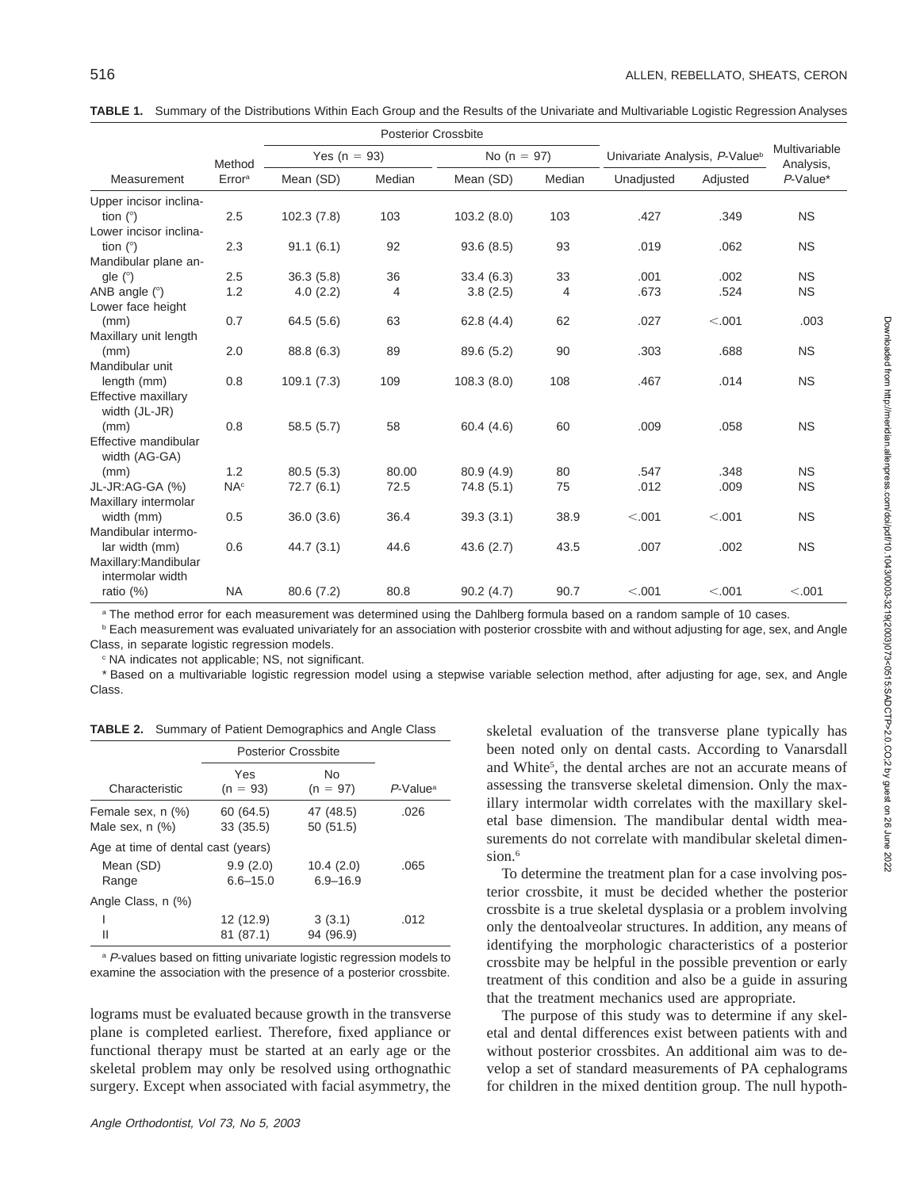**TABLE 1.** Summary of the Distributions Within Each Group and the Results of the Univariate and Multivariable Logistic Regression Analyses

| Measurement | Method Error[a] | Posterior Crossbite: Yes (n = 93) Mean (SD) | Median | No (n = 97) Mean (SD) | Median | Univariate Analysis, P-Value[b] Unadjusted | Adjusted | Multivariable Analysis, P-Value* |
|---|---|---|---|---|---|---|---|---|
| Upper incisor inclination (°) | 2.5 | 102.3 (7.8) | 103 | 103.2 (8.0) | 103 | .427 | .349 | NS |
| Lower incisor inclination (°) | 2.3 | 91.1 (6.1) | 92 | 93.6 (8.5) | 93 | .019 | .062 | NS |
| Mandibular plane angle (°) | 2.5 | 36.3 (5.8) | 36 | 33.4 (6.3) | 33 | .001 | .002 | NS |
| ANB angle (°) | 1.2 | 4.0 (2.2) | 4 | 3.8 (2.5) | 4 | .673 | .524 | NS |
| Lower face height (mm) | 0.7 | 64.5 (5.6) | 63 | 62.8 (4.4) | 62 | .027 | <.001 | .003 |
| Maxillary unit length (mm) | 2.0 | 88.8 (6.3) | 89 | 89.6 (5.2) | 90 | .303 | .688 | NS |
| Mandibular unit length (mm) | 0.8 | 109.1 (7.3) | 109 | 108.3 (8.0) | 108 | .467 | .014 | NS |
| Effective maxillary width (JL-JR) (mm) | 0.8 | 58.5 (5.7) | 58 | 60.4 (4.6) | 60 | .009 | .058 | NS |
| Effective mandibular width (AG-GA) (mm) | 1.2 | 80.5 (5.3) | 80.00 | 80.9 (4.9) | 80 | .547 | .348 | NS |
| JL-JR:AG-GA (%) | NA[c] | 72.7 (6.1) | 72.5 | 74.8 (5.1) | 75 | .012 | .009 | NS |
| Maxillary intermolar width (mm) | 0.5 | 36.0 (3.6) | 36.4 | 39.3 (3.1) | 38.9 | <.001 | <.001 | NS |
| Mandibular intermolar width (mm) | 0.6 | 44.7 (3.1) | 44.6 | 43.6 (2.7) | 43.5 | .007 | .002 | NS |
| Maxillary:Mandibular intermolar width ratio (%) | NA | 80.6 (7.2) | 80.8 | 90.2 (4.7) | 90.7 | <.001 | <.001 | <.001 |

[a] The method error for each measurement was determined using the Dahlberg formula based on a random sample of 10 cases.

[b] Each measurement was evaluated univariately for an association with posterior crossbite with and without adjusting for age, sex, and Angle Class, in separate logistic regression models.

[c] NA indicates not applicable; NS, not significant.

\* Based on a multivariable logistic regression model using a stepwise variable selection method, after adjusting for age, sex, and Angle Class.

**TABLE 2.** Summary of Patient Demographics and Angle Class

| Characteristic | Posterior Crossbite: Yes (n = 93) | No (n = 97) | P-Value[a] |
|---|---|---|---|
| Female sex, n (%) | 60 (64.5) | 47 (48.5) | .026 |
| Male sex, n (%) | 33 (35.5) | 50 (51.5) | |
| Age at time of dental cast (years) | | | |
| Mean (SD) | 9.9 (2.0) | 10.4 (2.0) | .065 |
| Range | 6.6–15.0 | 6.9–16.9 | |
| Angle Class, n (%) | | | |
| I | 12 (12.9) | 3 (3.1) | .012 |
| II | 81 (87.1) | 94 (96.9) | |

[a] P-values based on fitting univariate logistic regression models to examine the association with the presence of a posterior crossbite.

lograms must be evaluated because growth in the transverse plane is completed earliest. Therefore, fixed appliance or functional therapy must be started at an early age or the skeletal problem may only be resolved using orthognathic surgery. Except when associated with facial asymmetry, the skeletal evaluation of the transverse plane typically has been noted only on dental casts. According to Vanarsdall and White[5], the dental arches are not an accurate means of assessing the transverse skeletal dimension. Only the maxillary intermolar width correlates with the maxillary skeletal base dimension. The mandibular dental width measurements do not correlate with mandibular skeletal dimension.[6]

To determine the treatment plan for a case involving posterior crossbite, it must be decided whether the posterior crossbite is a true skeletal dysplasia or a problem involving only the dentoalveolar structures. In addition, any means of identifying the morphologic characteristics of a posterior crossbite may be helpful in the possible prevention or early treatment of this condition and also be a guide in assuring that the treatment mechanics used are appropriate.

The purpose of this study was to determine if any skeletal and dental differences exist between patients with and without posterior crossbites. An additional aim was to develop a set of standard measurements of PA cephalograms for children in the mixed dentition group. The null hypoth-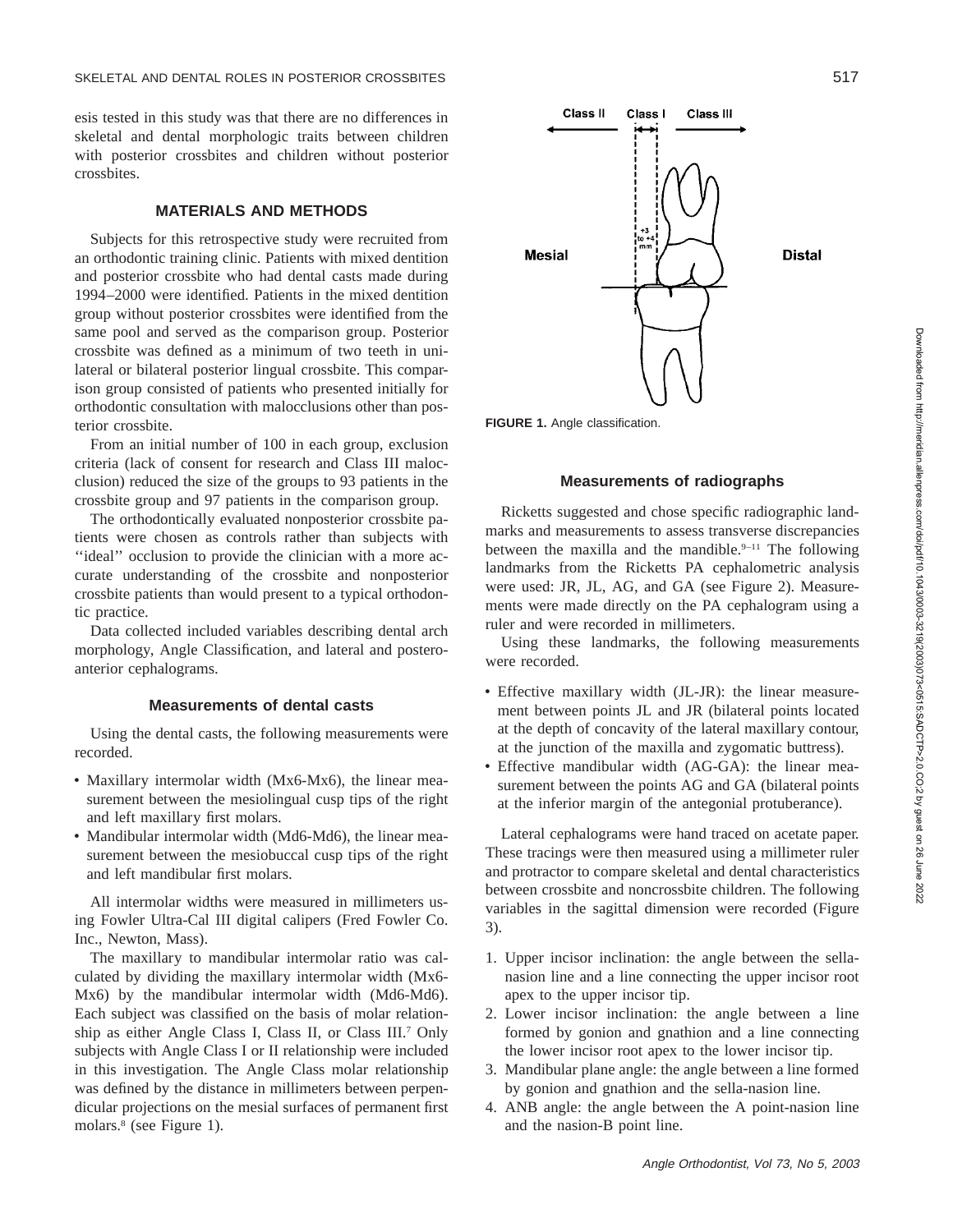esis tested in this study was that there are no differences in skeletal and dental morphologic traits between children with posterior crossbites and children without posterior crossbites.

## MATERIALS AND METHODS

Subjects for this retrospective study were recruited from an orthodontic training clinic. Patients with mixed dentition and posterior crossbite who had dental casts made during 1994–2000 were identified. Patients in the mixed dentition group without posterior crossbites were identified from the same pool and served as the comparison group. Posterior crossbite was defined as a minimum of two teeth in unilateral or bilateral posterior lingual crossbite. This comparison group consisted of patients who presented initially for orthodontic consultation with malocclusions other than posterior crossbite.

From an initial number of 100 in each group, exclusion criteria (lack of consent for research and Class III malocclusion) reduced the size of the groups to 93 patients in the crossbite group and 97 patients in the comparison group.

The orthodontically evaluated nonposterior crossbite patients were chosen as controls rather than subjects with ''ideal'' occlusion to provide the clinician with a more accurate understanding of the crossbite and nonposterior crossbite patients than would present to a typical orthodontic practice.

Data collected included variables describing dental arch morphology, Angle Classification, and lateral and posteroanterior cephalograms.

### Measurements of dental casts

Using the dental casts, the following measurements were recorded.

- Maxillary intermolar width (Mx6-Mx6), the linear measurement between the mesiolingual cusp tips of the right and left maxillary first molars.
- Mandibular intermolar width (Md6-Md6), the linear measurement between the mesiobuccal cusp tips of the right and left mandibular first molars.

All intermolar widths were measured in millimeters using Fowler Ultra-Cal III digital calipers (Fred Fowler Co. Inc., Newton, Mass).

The maxillary to mandibular intermolar ratio was calculated by dividing the maxillary intermolar width (Mx6-Mx6) by the mandibular intermolar width (Md6-Md6). Each subject was classified on the basis of molar relationship as either Angle Class I, Class II, or Class III.[7] Only subjects with Angle Class I or II relationship were included in this investigation. The Angle Class molar relationship was defined by the distance in millimeters between perpendicular projections on the mesial surfaces of permanent first molars.[8] (see Figure 1).

**FIGURE 1.** Angle classification.

### Measurements of radiographs

Ricketts suggested and chose specific radiographic landmarks and measurements to assess transverse discrepancies between the maxilla and the mandible.[9–11] The following landmarks from the Ricketts PA cephalometric analysis were used: JR, JL, AG, and GA (see Figure 2). Measurements were made directly on the PA cephalogram using a ruler and were recorded in millimeters.

Using these landmarks, the following measurements were recorded.

- Effective maxillary width (JL-JR): the linear measurement between points JL and JR (bilateral points located at the depth of concavity of the lateral maxillary contour, at the junction of the maxilla and zygomatic buttress).
- Effective mandibular width (AG-GA): the linear measurement between the points AG and GA (bilateral points at the inferior margin of the antegonial protuberance).

Lateral cephalograms were hand traced on acetate paper. These tracings were then measured using a millimeter ruler and protractor to compare skeletal and dental characteristics between crossbite and noncrossbite children. The following variables in the sagittal dimension were recorded (Figure 3).

1. Upper incisor inclination: the angle between the sella-nasion line and a line connecting the upper incisor root apex to the upper incisor tip.
2. Lower incisor inclination: the angle between a line formed by gonion and gnathion and a line connecting the lower incisor root apex to the lower incisor tip.
3. Mandibular plane angle: the angle between a line formed by gonion and gnathion and the sella-nasion line.
4. ANB angle: the angle between the A point-nasion line and the nasion-B point line.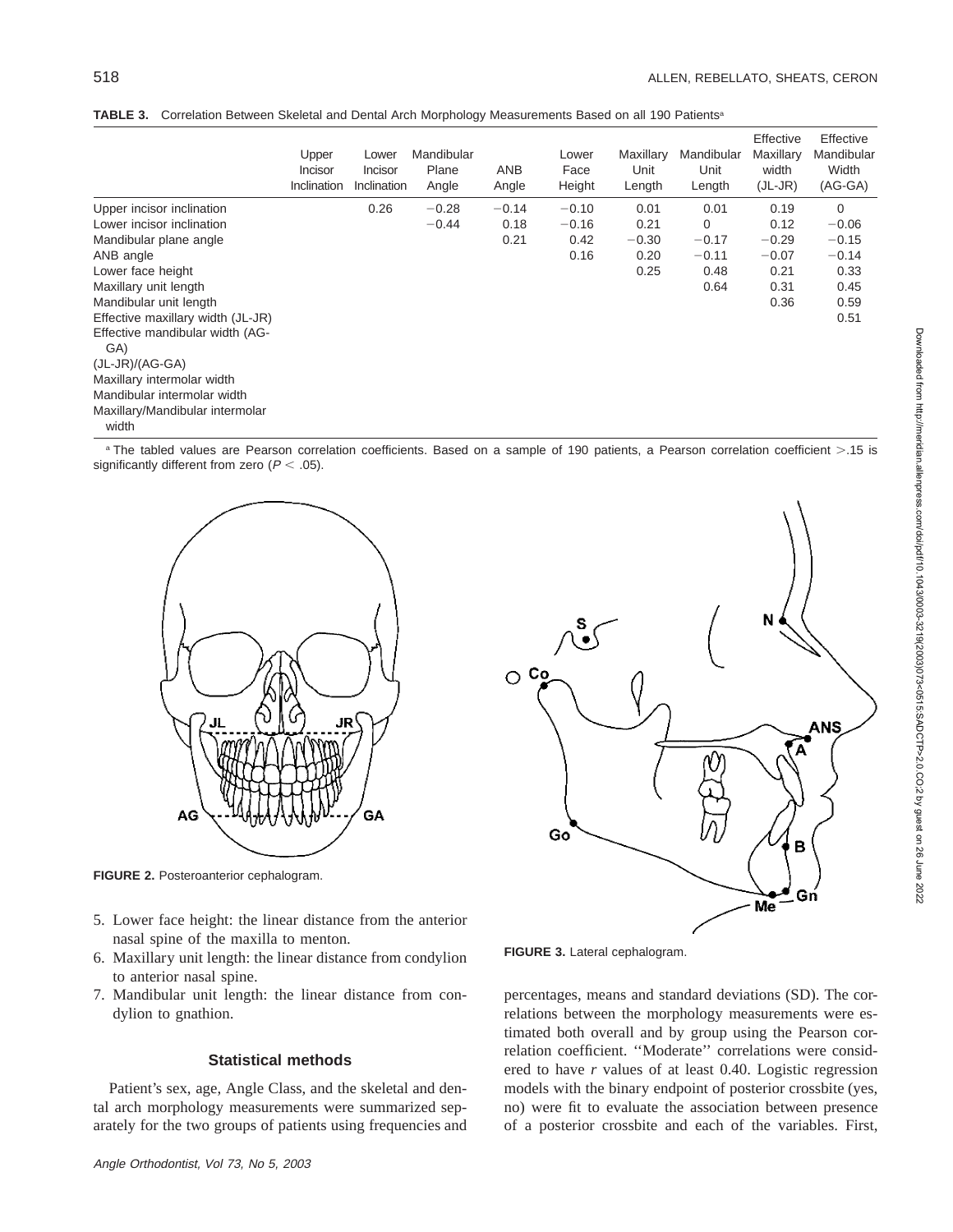**TABLE 3.** Correlation Between Skeletal and Dental Arch Morphology Measurements Based on all 190 Patients[a]

| | Upper Incisor Inclination | Lower Incisor Inclination | Mandibular Plane Angle | ANB Angle | Lower Face Height | Maxillary Unit Length | Mandibular Unit Length | Effective Maxillary width (JL-JR) | Effective Mandibular Width (AG-GA) |
|---|---|---|---|---|---|---|---|---|---|
| Upper incisor inclination | | 0.26 | −0.28 | −0.14 | −0.10 | 0.01 | 0.01 | 0.19 | 0 |
| Lower incisor inclination | | | −0.44 | 0.18 | −0.16 | 0.21 | 0 | 0.12 | −0.06 |
| Mandibular plane angle | | | | 0.21 | 0.42 | −0.30 | −0.17 | −0.29 | −0.15 |
| ANB angle | | | | | 0.16 | 0.20 | −0.11 | −0.07 | −0.14 |
| Lower face height | | | | | | 0.25 | 0.48 | 0.21 | 0.33 |
| Maxillary unit length | | | | | | | 0.64 | 0.31 | 0.45 |
| Mandibular unit length | | | | | | | | 0.36 | 0.59 |
| Effective maxillary width (JL-JR) | | | | | | | | | 0.51 |
| Effective mandibular width (AG-GA) | | | | | | | | | |
| (JL-JR)/(AG-GA) | | | | | | | | | |
| Maxillary intermolar width | | | | | | | | | |
| Mandibular intermolar width | | | | | | | | | |
| Maxillary/Mandibular intermolar width | | | | | | | | | |

[a] The tabled values are Pearson correlation coefficients. Based on a sample of 190 patients, a Pearson correlation coefficient >.15 is significantly different from zero ($P < .05$).

**FIGURE 2.** Posteroanterior cephalogram.

**FIGURE 3.** Lateral cephalogram.

5. Lower face height: the linear distance from the anterior nasal spine of the maxilla to menton.
6. Maxillary unit length: the linear distance from condylion to anterior nasal spine.
7. Mandibular unit length: the linear distance from condylion to gnathion.

### Statistical methods

Patient's sex, age, Angle Class, and the skeletal and dental arch morphology measurements were summarized separately for the two groups of patients using frequencies and percentages, means and standard deviations (SD). The correlations between the morphology measurements were estimated both overall and by group using the Pearson correlation coefficient. ''Moderate'' correlations were considered to have *r* values of at least 0.40. Logistic regression models with the binary endpoint of posterior crossbite (yes, no) were fit to evaluate the association between presence of a posterior crossbite and each of the variables. First,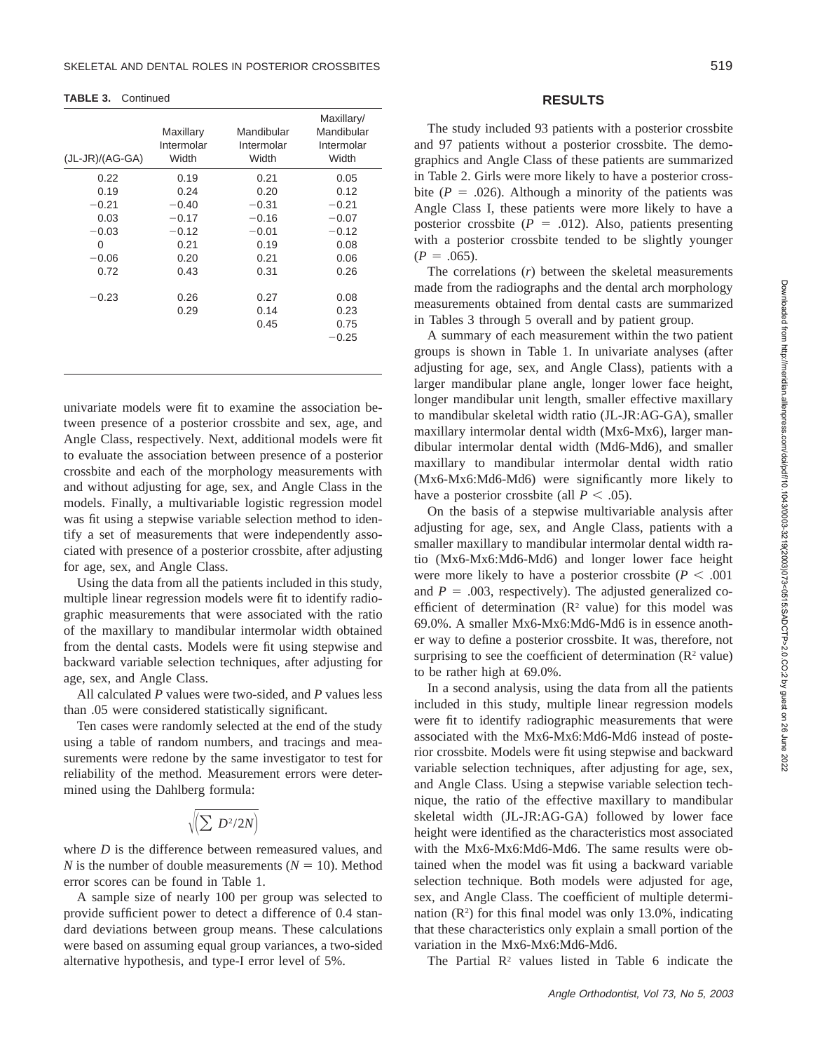**TABLE 3.** Continued

| (JL-JR)/(AG-GA) | Maxillary Intermolar Width | Mandibular Intermolar Width | Maxillary/ Mandibular Intermolar Width |
|---|---|---|---|
| 0.22 | 0.19 | 0.21 | 0.05 |
| 0.19 | 0.24 | 0.20 | 0.12 |
| −0.21 | −0.40 | −0.31 | −0.21 |
| 0.03 | −0.17 | −0.16 | −0.07 |
| −0.03 | −0.12 | −0.01 | −0.12 |
| 0 | 0.21 | 0.19 | 0.08 |
| −0.06 | 0.20 | 0.21 | 0.06 |
| 0.72 | 0.43 | 0.31 | 0.26 |
| −0.23 | 0.26 | 0.27 | 0.08 |
| | 0.29 | 0.14 | 0.23 |
| | | 0.45 | 0.75 |
| | | | −0.25 |

univariate models were fit to examine the association between presence of a posterior crossbite and sex, age, and Angle Class, respectively. Next, additional models were fit to evaluate the association between presence of a posterior crossbite and each of the morphology measurements with and without adjusting for age, sex, and Angle Class in the models. Finally, a multivariable logistic regression model was fit using a stepwise variable selection method to identify a set of measurements that were independently associated with presence of a posterior crossbite, after adjusting for age, sex, and Angle Class.

Using the data from all the patients included in this study, multiple linear regression models were fit to identify radiographic measurements that were associated with the ratio of the maxillary to mandibular intermolar width obtained from the dental casts. Models were fit using stepwise and backward variable selection techniques, after adjusting for age, sex, and Angle Class.

All calculated *P* values were two-sided, and *P* values less than .05 were considered statistically significant.

Ten cases were randomly selected at the end of the study using a table of random numbers, and tracings and measurements were redone by the same investigator to test for reliability of the method. Measurement errors were determined using the Dahlberg formula:

$$\sqrt{\left(\sum D^2/2N\right)}$$

where *D* is the difference between remeasured values, and *N* is the number of double measurements ($N = 10$). Method error scores can be found in Table 1.

A sample size of nearly 100 per group was selected to provide sufficient power to detect a difference of 0.4 standard deviations between group means. These calculations were based on assuming equal group variances, a two-sided alternative hypothesis, and type-I error level of 5%.

## RESULTS

The study included 93 patients with a posterior crossbite and 97 patients without a posterior crossbite. The demographics and Angle Class of these patients are summarized in Table 2. Girls were more likely to have a posterior crossbite ($P = .026$). Although a minority of the patients was Angle Class I, these patients were more likely to have a posterior crossbite ($P = .012$). Also, patients presenting with a posterior crossbite tended to be slightly younger ($P = .065$).

The correlations ($r$) between the skeletal measurements made from the radiographs and the dental arch morphology measurements obtained from dental casts are summarized in Tables 3 through 5 overall and by patient group.

A summary of each measurement within the two patient groups is shown in Table 1. In univariate analyses (after adjusting for age, sex, and Angle Class), patients with a larger mandibular plane angle, longer lower face height, longer mandibular unit length, smaller effective maxillary to mandibular skeletal width ratio (JL-JR:AG-GA), smaller maxillary intermolar dental width (Mx6-Mx6), larger mandibular intermolar dental width (Md6-Md6), and smaller maxillary to mandibular intermolar dental width ratio (Mx6-Mx6:Md6-Md6) were significantly more likely to have a posterior crossbite (all $P < .05$).

On the basis of a stepwise multivariable analysis after adjusting for age, sex, and Angle Class, patients with a smaller maxillary to mandibular intermolar dental width ratio (Mx6-Mx6:Md6-Md6) and longer lower face height were more likely to have a posterior crossbite ($P < .001$ and $P = .003$, respectively). The adjusted generalized coefficient of determination ($R^2$ value) for this model was 69.0%. A smaller Mx6-Mx6:Md6-Md6 is in essence another way to define a posterior crossbite. It was, therefore, not surprising to see the coefficient of determination ($R^2$ value) to be rather high at 69.0%.

In a second analysis, using the data from all the patients included in this study, multiple linear regression models were fit to identify radiographic measurements that were associated with the Mx6-Mx6:Md6-Md6 instead of posterior crossbite. Models were fit using stepwise and backward variable selection techniques, after adjusting for age, sex, and Angle Class. Using a stepwise variable selection technique, the ratio of the effective maxillary to mandibular skeletal width (JL-JR:AG-GA) followed by lower face height were identified as the characteristics most associated with the Mx6-Mx6:Md6-Md6. The same results were obtained when the model was fit using a backward variable selection technique. Both models were adjusted for age, sex, and Angle Class. The coefficient of multiple determination ($R^2$) for this final model was only 13.0%, indicating that these characteristics only explain a small portion of the variation in the Mx6-Mx6:Md6-Md6.

The Partial $R^2$ values listed in Table 6 indicate the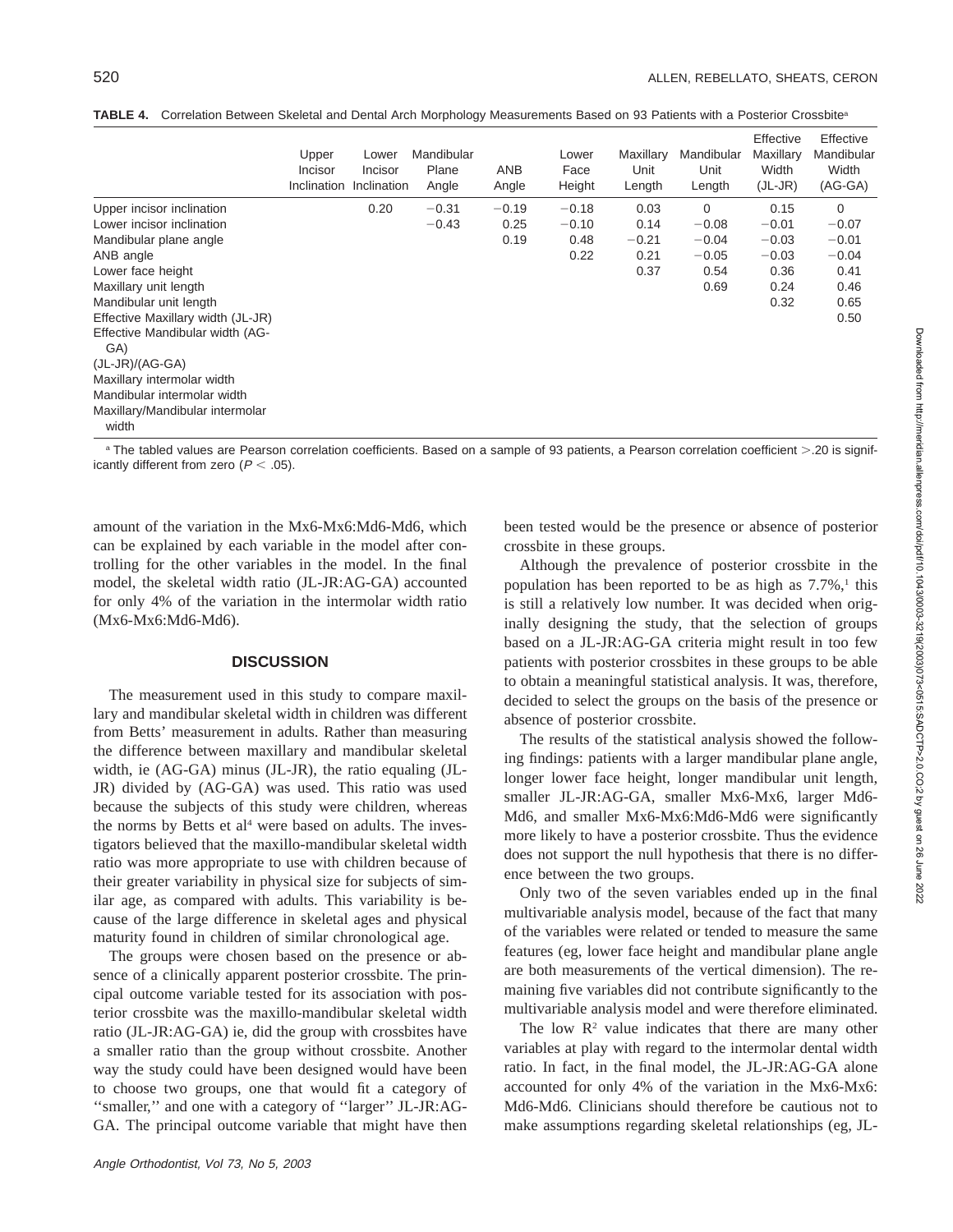**TABLE 4.** Correlation Between Skeletal and Dental Arch Morphology Measurements Based on 93 Patients with a Posterior Crossbite[a]

| | Upper Incisor Inclination | Lower Incisor Inclination | Mandibular Plane Angle | ANB Angle | Lower Face Height | Maxillary Unit Length | Mandibular Unit Length | Effective Maxillary Width (JL-JR) | Effective Mandibular Width (AG-GA) |
|---|---|---|---|---|---|---|---|---|---|
| Upper incisor inclination | | 0.20 | −0.31 | −0.19 | −0.18 | 0.03 | 0 | 0.15 | 0 |
| Lower incisor inclination | | | −0.43 | 0.25 | −0.10 | 0.14 | −0.08 | −0.01 | −0.07 |
| Mandibular plane angle | | | | 0.19 | 0.48 | −0.21 | −0.04 | −0.03 | −0.01 |
| ANB angle | | | | | 0.22 | 0.21 | −0.05 | −0.03 | −0.04 |
| Lower face height | | | | | | 0.37 | 0.54 | 0.36 | 0.41 |
| Maxillary unit length | | | | | | | 0.69 | 0.24 | 0.46 |
| Mandibular unit length | | | | | | | | 0.32 | 0.65 |
| Effective Maxillary width (JL-JR) | | | | | | | | | 0.50 |
| Effective Mandibular width (AG-GA) | | | | | | | | | |
| (JL-JR)/(AG-GA) | | | | | | | | | |
| Maxillary intermolar width | | | | | | | | | |
| Mandibular intermolar width | | | | | | | | | |
| Maxillary/Mandibular intermolar width | | | | | | | | | |

[a] The tabled values are Pearson correlation coefficients. Based on a sample of 93 patients, a Pearson correlation coefficient >.20 is significantly different from zero ($P < .05$).

amount of the variation in the Mx6-Mx6:Md6-Md6, which can be explained by each variable in the model after controlling for the other variables in the model. In the final model, the skeletal width ratio (JL-JR:AG-GA) accounted for only 4% of the variation in the intermolar width ratio (Mx6-Mx6:Md6-Md6).

## DISCUSSION

The measurement used in this study to compare maxillary and mandibular skeletal width in children was different from Betts' measurement in adults. Rather than measuring the difference between maxillary and mandibular skeletal width, ie (AG-GA) minus (JL-JR), the ratio equaling (JL-JR) divided by (AG-GA) was used. This ratio was used because the subjects of this study were children, whereas the norms by Betts et al[4] were based on adults. The investigators believed that the maxillo-mandibular skeletal width ratio was more appropriate to use with children because of their greater variability in physical size for subjects of similar age, as compared with adults. This variability is because of the large difference in skeletal ages and physical maturity found in children of similar chronological age.

The groups were chosen based on the presence or absence of a clinically apparent posterior crossbite. The principal outcome variable tested for its association with posterior crossbite was the maxillo-mandibular skeletal width ratio (JL-JR:AG-GA) ie, did the group with crossbites have a smaller ratio than the group without crossbite. Another way the study could have been designed would have been to choose two groups, one that would fit a category of ''smaller,'' and one with a category of ''larger'' JL-JR:AG-GA. The principal outcome variable that might have then been tested would be the presence or absence of posterior crossbite in these groups.

Although the prevalence of posterior crossbite in the population has been reported to be as high as 7.7%,[1] this is still a relatively low number. It was decided when originally designing the study, that the selection of groups based on a JL-JR:AG-GA criteria might result in too few patients with posterior crossbites in these groups to be able to obtain a meaningful statistical analysis. It was, therefore, decided to select the groups on the basis of the presence or absence of posterior crossbite.

The results of the statistical analysis showed the following findings: patients with a larger mandibular plane angle, longer lower face height, longer mandibular unit length, smaller JL-JR:AG-GA, smaller Mx6-Mx6, larger Md6-Md6, and smaller Mx6-Mx6:Md6-Md6 were significantly more likely to have a posterior crossbite. Thus the evidence does not support the null hypothesis that there is no difference between the two groups.

Only two of the seven variables ended up in the final multivariable analysis model, because of the fact that many of the variables were related or tended to measure the same features (eg, lower face height and mandibular plane angle are both measurements of the vertical dimension). The remaining five variables did not contribute significantly to the multivariable analysis model and were therefore eliminated.

The low $R^2$ value indicates that there are many other variables at play with regard to the intermolar dental width ratio. In fact, in the final model, the JL-JR:AG-GA alone accounted for only 4% of the variation in the Mx6-Mx6:Md6-Md6. Clinicians should therefore be cautious not to make assumptions regarding skeletal relationships (eg, JL-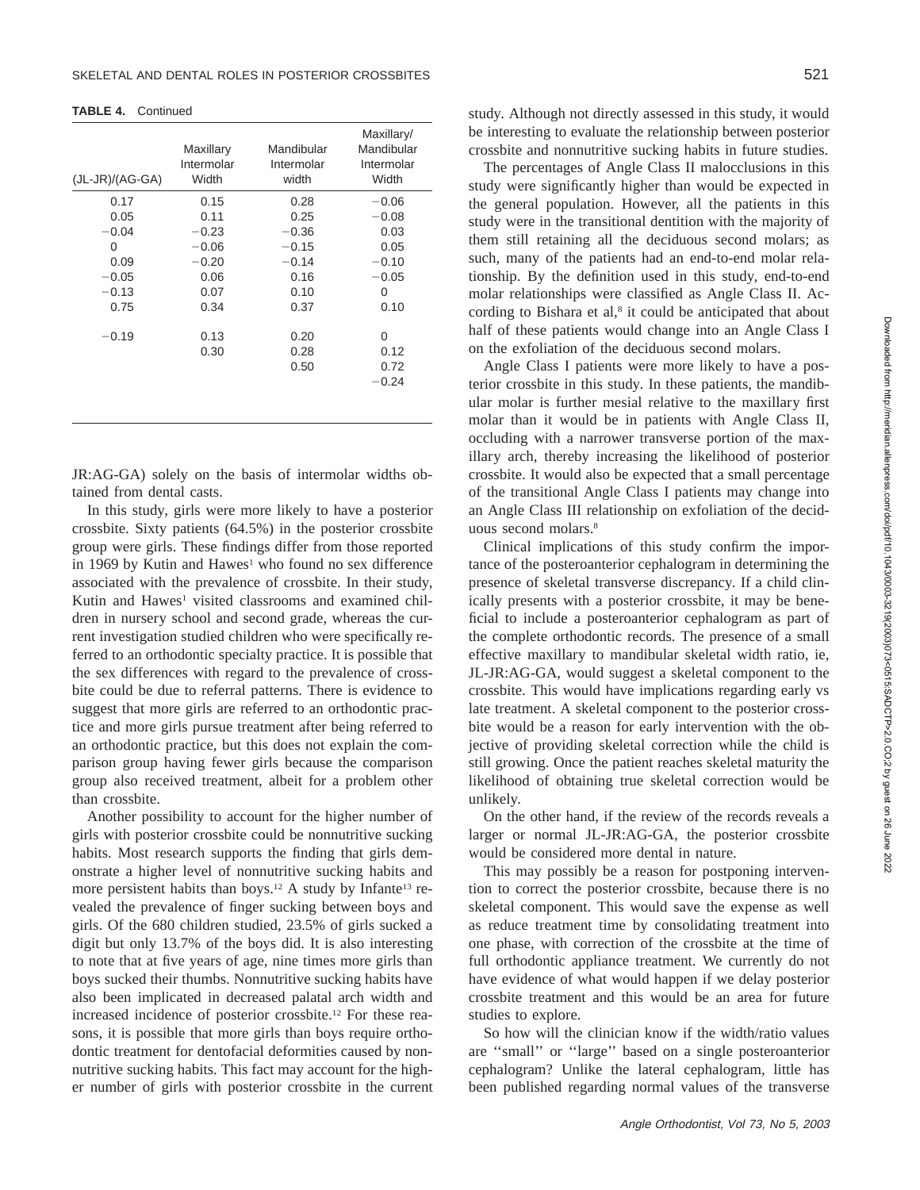**TABLE 4.** Continued

| (JL-JR)/(AG-GA) | Maxillary Intermolar Width | Mandibular Intermolar width | Maxillary/ Mandibular Intermolar Width |
|---|---|---|---|
| 0.17 | 0.15 | 0.28 | −0.06 |
| 0.05 | 0.11 | 0.25 | −0.08 |
| −0.04 | −0.23 | −0.36 | 0.03 |
| 0 | −0.06 | −0.15 | 0.05 |
| 0.09 | −0.20 | −0.14 | −0.10 |
| −0.05 | 0.06 | 0.16 | −0.05 |
| −0.13 | 0.07 | 0.10 | 0 |
| 0.75 | 0.34 | 0.37 | 0.10 |
| −0.19 | 0.13 | 0.20 | 0 |
| | 0.30 | 0.28 | 0.12 |
| | | 0.50 | 0.72 |
| | | | −0.24 |

JR:AG-GA) solely on the basis of intermolar widths obtained from dental casts.

In this study, girls were more likely to have a posterior crossbite. Sixty patients (64.5%) in the posterior crossbite group were girls. These findings differ from those reported in 1969 by Kutin and Hawes[1] who found no sex difference associated with the prevalence of crossbite. In their study, Kutin and Hawes[1] visited classrooms and examined children in nursery school and second grade, whereas the current investigation studied children who were specifically referred to an orthodontic specialty practice. It is possible that the sex differences with regard to the prevalence of crossbite could be due to referral patterns. There is evidence to suggest that more girls are referred to an orthodontic practice and more girls pursue treatment after being referred to an orthodontic practice, but this does not explain the comparison group having fewer girls because the comparison group also received treatment, albeit for a problem other than crossbite.

Another possibility to account for the higher number of girls with posterior crossbite could be nonnutritive sucking habits. Most research supports the finding that girls demonstrate a higher level of nonnutritive sucking habits and more persistent habits than boys.[12] A study by Infante[13] revealed the prevalence of finger sucking between boys and girls. Of the 680 children studied, 23.5% of girls sucked a digit but only 13.7% of the boys did. It is also interesting to note that at five years of age, nine times more girls than boys sucked their thumbs. Nonnutritive sucking habits have also been implicated in decreased palatal arch width and increased incidence of posterior crossbite.[12] For these reasons, it is possible that more girls than boys require orthodontic treatment for dentofacial deformities caused by nonnutritive sucking habits. This fact may account for the higher number of girls with posterior crossbite in the current study. Although not directly assessed in this study, it would be interesting to evaluate the relationship between posterior crossbite and nonnutritive sucking habits in future studies.

The percentages of Angle Class II malocclusions in this study were significantly higher than would be expected in the general population. However, all the patients in this study were in the transitional dentition with the majority of them still retaining all the deciduous second molars; as such, many of the patients had an end-to-end molar relationship. By the definition used in this study, end-to-end molar relationships were classified as Angle Class II. According to Bishara et al,[8] it could be anticipated that about half of these patients would change into an Angle Class I on the exfoliation of the deciduous second molars.

Angle Class I patients were more likely to have a posterior crossbite in this study. In these patients, the mandibular molar is further mesial relative to the maxillary first molar than it would be in patients with Angle Class II, occluding with a narrower transverse portion of the maxillary arch, thereby increasing the likelihood of posterior crossbite. It would also be expected that a small percentage of the transitional Angle Class I patients may change into an Angle Class III relationship on exfoliation of the deciduous second molars.[8]

Clinical implications of this study confirm the importance of the posteroanterior cephalogram in determining the presence of skeletal transverse discrepancy. If a child clinically presents with a posterior crossbite, it may be beneficial to include a posteroanterior cephalogram as part of the complete orthodontic records. The presence of a small effective maxillary to mandibular skeletal width ratio, ie, JL-JR:AG-GA, would suggest a skeletal component to the crossbite. This would have implications regarding early vs late treatment. A skeletal component to the posterior crossbite would be a reason for early intervention with the objective of providing skeletal correction while the child is still growing. Once the patient reaches skeletal maturity the likelihood of obtaining true skeletal correction would be unlikely.

On the other hand, if the review of the records reveals a larger or normal JL-JR:AG-GA, the posterior crossbite would be considered more dental in nature.

This may possibly be a reason for postponing intervention to correct the posterior crossbite, because there is no skeletal component. This would save the expense as well as reduce treatment time by consolidating treatment into one phase, with correction of the crossbite at the time of full orthodontic appliance treatment. We currently do not have evidence of what would happen if we delay posterior crossbite treatment and this would be an area for future studies to explore.

So how will the clinician know if the width/ratio values are ''small'' or ''large'' based on a single posteroanterior cephalogram? Unlike the lateral cephalogram, little has been published regarding normal values of the transverse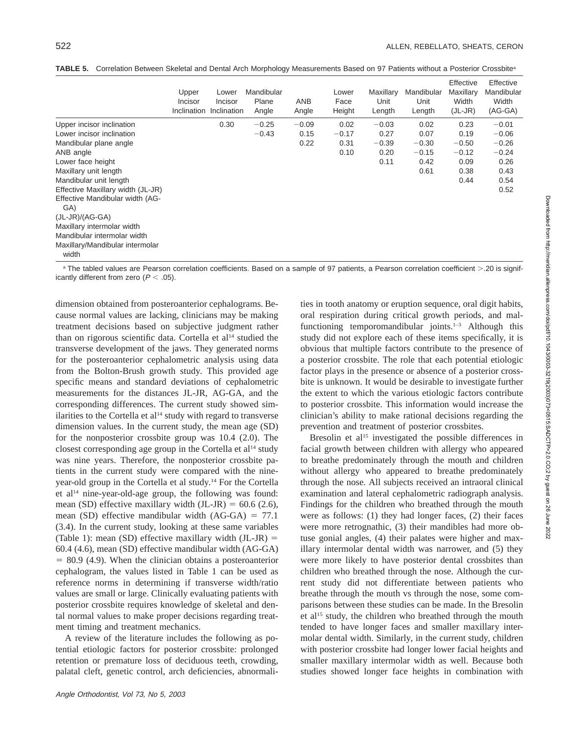**TABLE 5.** Correlation Between Skeletal and Dental Arch Morphology Measurements Based on 97 Patients without a Posterior Crossbite[a]

| | Upper Incisor Inclination | Lower Incisor Inclination | Mandibular Plane Angle | ANB Angle | Lower Face Height | Maxillary Unit Length | Mandibular Unit Length | Effective Maxillary Width (JL-JR) | Effective Mandibular Width (AG-GA) |
|---|---|---|---|---|---|---|---|---|---|
| Upper incisor inclination | | 0.30 | −0.25 | −0.09 | 0.02 | −0.03 | 0.02 | 0.23 | −0.01 |
| Lower incisor inclination | | | −0.43 | 0.15 | −0.17 | 0.27 | 0.07 | 0.19 | −0.06 |
| Mandibular plane angle | | | | 0.22 | 0.31 | −0.39 | −0.30 | −0.50 | −0.26 |
| ANB angle | | | | | 0.10 | 0.20 | −0.15 | −0.12 | −0.24 |
| Lower face height | | | | | | 0.11 | 0.42 | 0.09 | 0.26 |
| Maxillary unit length | | | | | | | 0.61 | 0.38 | 0.43 |
| Mandibular unit length | | | | | | | | 0.44 | 0.54 |
| Effective Maxillary width (JL-JR) | | | | | | | | | 0.52 |
| Effective Mandibular width (AG-GA) | | | | | | | | | |
| (JL-JR)/(AG-GA) | | | | | | | | | |
| Maxillary intermolar width | | | | | | | | | |
| Mandibular intermolar width | | | | | | | | | |
| Maxillary/Mandibular intermolar width | | | | | | | | | |

[a] The tabled values are Pearson correlation coefficients. Based on a sample of 97 patients, a Pearson correlation coefficient >.20 is significantly different from zero ($P < .05$).

dimension obtained from posteroanterior cephalograms. Because normal values are lacking, clinicians may be making treatment decisions based on subjective judgment rather than on rigorous scientific data. Cortella et al[14] studied the transverse development of the jaws. They generated norms for the posteroanterior cephalometric analysis using data from the Bolton-Brush growth study. This provided age specific means and standard deviations of cephalometric measurements for the distances JL-JR, AG-GA, and the corresponding differences. The current study showed similarities to the Cortella et al[14] study with regard to transverse dimension values. In the current study, the mean age (SD) for the nonposterior crossbite group was 10.4 (2.0). The closest corresponding age group in the Cortella et al[14] study was nine years. Therefore, the nonposterior crossbite patients in the current study were compared with the nine-year-old group in the Cortella et al study.[14] For the Cortella et al[14] nine-year-old-age group, the following was found: mean (SD) effective maxillary width (JL-JR) = 60.6 (2.6), mean (SD) effective mandibular width (AG-GA) = 77.1 (3.4). In the current study, looking at these same variables (Table 1): mean (SD) effective maxillary width (JL-JR) = 60.4 (4.6), mean (SD) effective mandibular width (AG-GA) = 80.9 (4.9). When the clinician obtains a posteroanterior cephalogram, the values listed in Table 1 can be used as reference norms in determining if transverse width/ratio values are small or large. Clinically evaluating patients with posterior crossbite requires knowledge of skeletal and dental normal values to make proper decisions regarding treatment timing and treatment mechanics.

A review of the literature includes the following as potential etiologic factors for posterior crossbite: prolonged retention or premature loss of deciduous teeth, crowding, palatal cleft, genetic control, arch deficiencies, abnormalities in tooth anatomy or eruption sequence, oral digit habits, oral respiration during critical growth periods, and malfunctioning temporomandibular joints.[1–3] Although this study did not explore each of these items specifically, it is obvious that multiple factors contribute to the presence of a posterior crossbite. The role that each potential etiologic factor plays in the presence or absence of a posterior crossbite is unknown. It would be desirable to investigate further the extent to which the various etiologic factors contribute to posterior crossbite. This information would increase the clinician's ability to make rational decisions regarding the prevention and treatment of posterior crossbites.

Bresolin et al[15] investigated the possible differences in facial growth between children with allergy who appeared to breathe predominately through the mouth and children without allergy who appeared to breathe predominately through the nose. All subjects received an intraoral clinical examination and lateral cephalometric radiograph analysis. Findings for the children who breathed through the mouth were as follows: (1) they had longer faces, (2) their faces were more retrognathic, (3) their mandibles had more obtuse gonial angles, (4) their palates were higher and maxillary intermolar dental width was narrower, and (5) they were more likely to have posterior dental crossbites than children who breathed through the nose. Although the current study did not differentiate between patients who breathe through the mouth vs through the nose, some comparisons between these studies can be made. In the Bresolin et al[15] study, the children who breathed through the mouth tended to have longer faces and smaller maxillary intermolar dental width. Similarly, in the current study, children with posterior crossbite had longer lower facial heights and smaller maxillary intermolar width as well. Because both studies showed longer face heights in combination with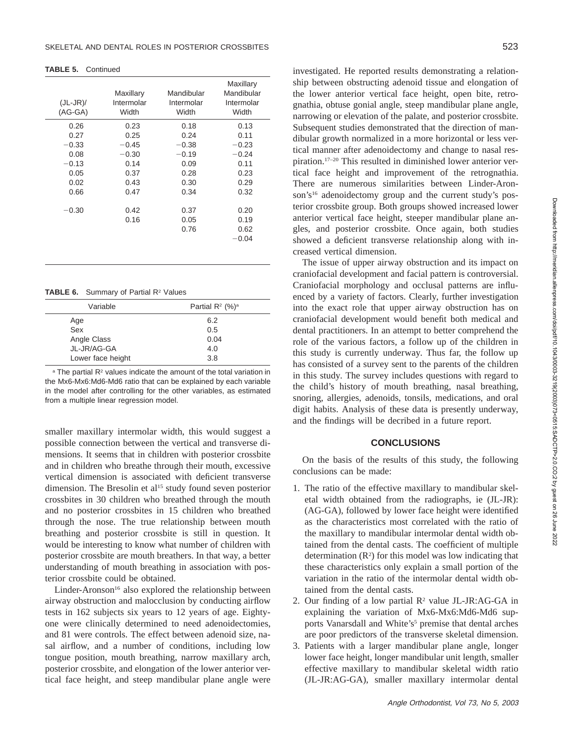**TABLE 5.** Continued

| (JL-JR)/ (AG-GA) | Maxillary Intermolar Width | Mandibular Intermolar Width | Maxillary Mandibular Intermolar Width |
|---|---|---|---|
| 0.26 | 0.23 | 0.18 | 0.13 |
| 0.27 | 0.25 | 0.24 | 0.11 |
| −0.33 | −0.45 | −0.38 | −0.23 |
| 0.08 | −0.30 | −0.19 | −0.24 |
| −0.13 | 0.14 | 0.09 | 0.11 |
| 0.05 | 0.37 | 0.28 | 0.23 |
| 0.02 | 0.43 | 0.30 | 0.29 |
| 0.66 | 0.47 | 0.34 | 0.32 |
| −0.30 | 0.42 | 0.37 | 0.20 |
| | 0.16 | 0.05 | 0.19 |
| | | 0.76 | 0.62 |
| | | | −0.04 |

**TABLE 6.** Summary of Partial $R^2$ Values

| Variable | Partial $R^2$ (%)[a] |
|---|---|
| Age | 6.2 |
| Sex | 0.5 |
| Angle Class | 0.04 |
| JL-JR/AG-GA | 4.0 |
| Lower face height | 3.8 |

[a] The partial $R^2$ values indicate the amount of the total variation in the Mx6-Mx6:Md6-Md6 ratio that can be explained by each variable in the model after controlling for the other variables, as estimated from a multiple linear regression model.

smaller maxillary intermolar width, this would suggest a possible connection between the vertical and transverse dimensions. It seems that in children with posterior crossbite and in children who breathe through their mouth, excessive vertical dimension is associated with deficient transverse dimension. The Bresolin et al[15] study found seven posterior crossbites in 30 children who breathed through the mouth and no posterior crossbites in 15 children who breathed through the nose. The true relationship between mouth breathing and posterior crossbite is still in question. It would be interesting to know what number of children with posterior crossbite are mouth breathers. In that way, a better understanding of mouth breathing in association with posterior crossbite could be obtained.

Linder-Aronson[16] also explored the relationship between airway obstruction and malocclusion by conducting airflow tests in 162 subjects six years to 12 years of age. Eighty-one were clinically determined to need adenoidectomies, and 81 were controls. The effect between adenoid size, nasal airflow, and a number of conditions, including low tongue position, mouth breathing, narrow maxillary arch, posterior crossbite, and elongation of the lower anterior vertical face height, and steep mandibular plane angle were investigated. He reported results demonstrating a relationship between obstructing adenoid tissue and elongation of the lower anterior vertical face height, open bite, retrognathia, obtuse gonial angle, steep mandibular plane angle, narrowing or elevation of the palate, and posterior crossbite. Subsequent studies demonstrated that the direction of mandibular growth normalized in a more horizontal or less vertical manner after adenoidectomy and change to nasal respiration.[17–20] This resulted in diminished lower anterior vertical face height and improvement of the retrognathia. There are numerous similarities between Linder-Aronson's[16] adenoidectomy group and the current study's posterior crossbite group. Both groups showed increased lower anterior vertical face height, steeper mandibular plane angles, and posterior crossbite. Once again, both studies showed a deficient transverse relationship along with increased vertical dimension.

The issue of upper airway obstruction and its impact on craniofacial development and facial pattern is controversial. Craniofacial morphology and occlusal patterns are influenced by a variety of factors. Clearly, further investigation into the exact role that upper airway obstruction has on craniofacial development would benefit both medical and dental practitioners. In an attempt to better comprehend the role of the various factors, a follow up of the children in this study is currently underway. Thus far, the follow up has consisted of a survey sent to the parents of the children in this study. The survey includes questions with regard to the child's history of mouth breathing, nasal breathing, snoring, allergies, adenoids, tonsils, medications, and oral digit habits. Analysis of these data is presently underway, and the findings will be decribed in a future report.

## CONCLUSIONS

On the basis of the results of this study, the following conclusions can be made:

1. The ratio of the effective maxillary to mandibular skeletal width obtained from the radiographs, ie (JL-JR): (AG-GA), followed by lower face height were identified as the characteristics most correlated with the ratio of the maxillary to mandibular intermolar dental width obtained from the dental casts. The coefficient of multiple determination ($R^2$) for this model was low indicating that these characteristics only explain a small portion of the variation in the ratio of the intermolar dental width obtained from the dental casts.
2. Our finding of a low partial $R^2$ value JL-JR:AG-GA in explaining the variation of Mx6-Mx6:Md6-Md6 supports Vanarsdall and White's[5] premise that dental arches are poor predictors of the transverse skeletal dimension.
3. Patients with a larger mandibular plane angle, longer lower face height, longer mandibular unit length, smaller effective maxillary to mandibular skeletal width ratio (JL-JR:AG-GA), smaller maxillary intermolar dental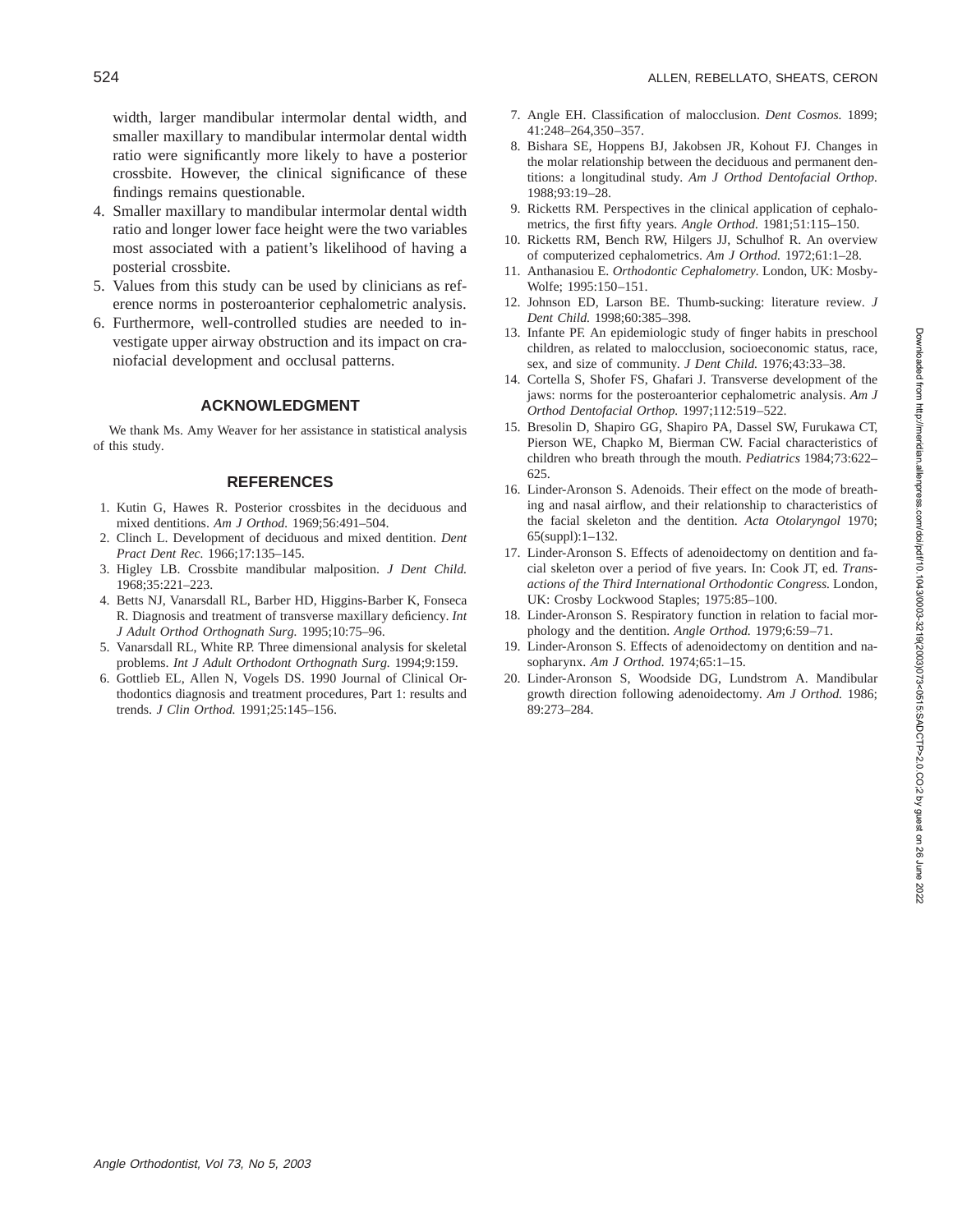width, larger mandibular intermolar dental width, and smaller maxillary to mandibular intermolar dental width ratio were significantly more likely to have a posterior crossbite. However, the clinical significance of these findings remains questionable.

4. Smaller maxillary to mandibular intermolar dental width ratio and longer lower face height were the two variables most associated with a patient's likelihood of having a posterial crossbite.
5. Values from this study can be used by clinicians as reference norms in posteroanterior cephalometric analysis.
6. Furthermore, well-controlled studies are needed to investigate upper airway obstruction and its impact on craniofacial development and occlusal patterns.

## ACKNOWLEDGMENT

We thank Ms. Amy Weaver for her assistance in statistical analysis of this study.

## REFERENCES

1. Kutin G, Hawes R. Posterior crossbites in the deciduous and mixed dentitions. *Am J Orthod.* 1969;56:491–504.
2. Clinch L. Development of deciduous and mixed dentition. *Dent Pract Dent Rec.* 1966;17:135–145.
3. Higley LB. Crossbite mandibular malposition. *J Dent Child.* 1968;35:221–223.
4. Betts NJ, Vanarsdall RL, Barber HD, Higgins-Barber K, Fonseca R. Diagnosis and treatment of transverse maxillary deficiency. *Int J Adult Orthod Orthognath Surg.* 1995;10:75–96.
5. Vanarsdall RL, White RP. Three dimensional analysis for skeletal problems. *Int J Adult Orthodont Orthognath Surg.* 1994;9:159.
6. Gottlieb EL, Allen N, Vogels DS. 1990 Journal of Clinical Orthodontics diagnosis and treatment procedures, Part 1: results and trends. *J Clin Orthod.* 1991;25:145–156.
7. Angle EH. Classification of malocclusion. *Dent Cosmos.* 1899; 41:248–264,350–357.
8. Bishara SE, Hoppens BJ, Jakobsen JR, Kohout FJ. Changes in the molar relationship between the deciduous and permanent dentitions: a longitudinal study. *Am J Orthod Dentofacial Orthop.* 1988;93:19–28.
9. Ricketts RM. Perspectives in the clinical application of cephalometrics, the first fifty years. *Angle Orthod.* 1981;51:115–150.
10. Ricketts RM, Bench RW, Hilgers JJ, Schulhof R. An overview of computerized cephalometrics. *Am J Orthod.* 1972;61:1–28.
11. Anthanasiou E. *Orthodontic Cephalometry.* London, UK: Mosby-Wolfe; 1995:150–151.
12. Johnson ED, Larson BE. Thumb-sucking: literature review. *J Dent Child.* 1998;60:385–398.
13. Infante PF. An epidemiologic study of finger habits in preschool children, as related to malocclusion, socioeconomic status, race, sex, and size of community. *J Dent Child.* 1976;43:33–38.
14. Cortella S, Shofer FS, Ghafari J. Transverse development of the jaws: norms for the posteroanterior cephalometric analysis. *Am J Orthod Dentofacial Orthop.* 1997;112:519–522.
15. Bresolin D, Shapiro GG, Shapiro PA, Dassel SW, Furukawa CT, Pierson WE, Chapko M, Bierman CW. Facial characteristics of children who breath through the mouth. *Pediatrics* 1984;73:622–625.
16. Linder-Aronson S. Adenoids. Their effect on the mode of breathing and nasal airflow, and their relationship to characteristics of the facial skeleton and the dentition. *Acta Otolaryngol* 1970; 65(suppl):1–132.
17. Linder-Aronson S. Effects of adenoidectomy on dentition and facial skeleton over a period of five years. In: Cook JT, ed. *Transactions of the Third International Orthodontic Congress.* London, UK: Crosby Lockwood Staples; 1975:85–100.
18. Linder-Aronson S. Respiratory function in relation to facial morphology and the dentition. *Angle Orthod.* 1979;6:59–71.
19. Linder-Aronson S. Effects of adenoidectomy on dentition and nasopharynx. *Am J Orthod.* 1974;65:1–15.
20. Linder-Aronson S, Woodside DG, Lundstrom A. Mandibular growth direction following adenoidectomy. *Am J Orthod.* 1986; 89:273–284.